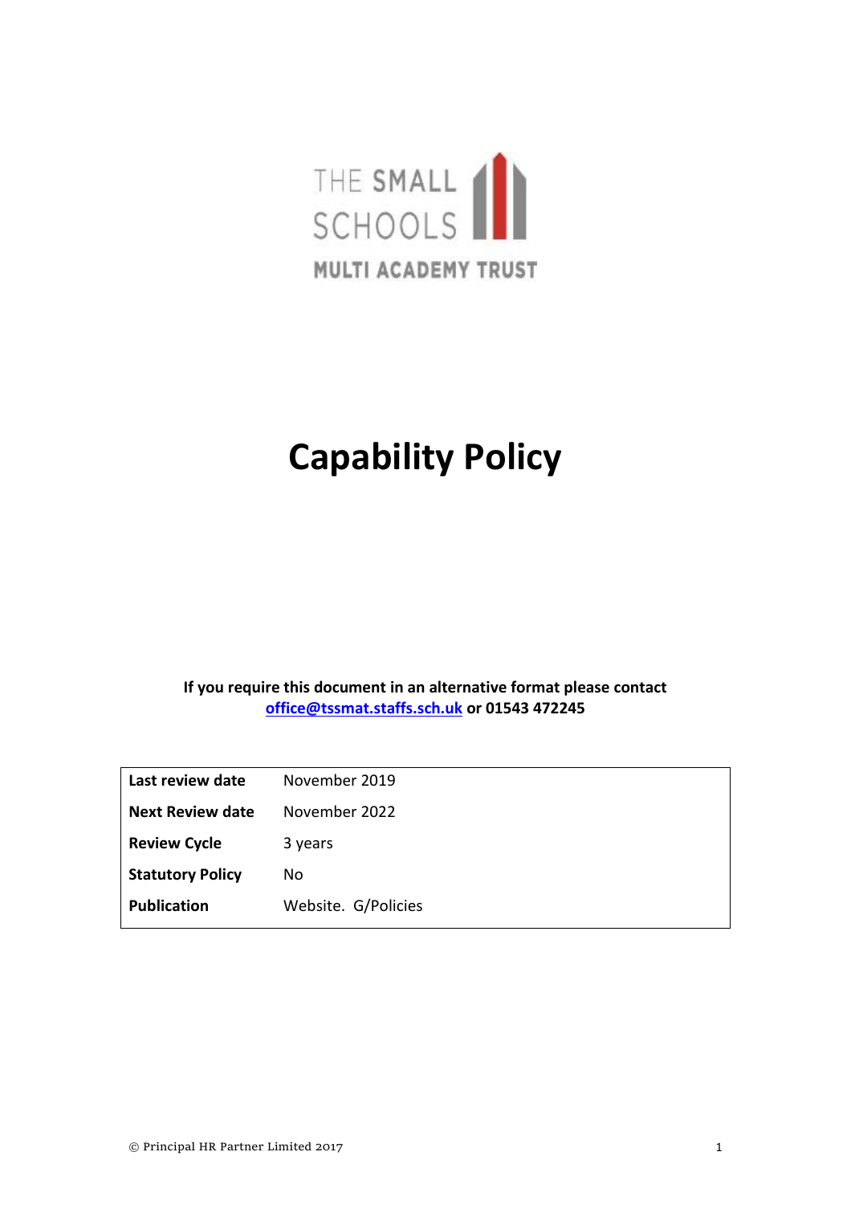THE SMALL SCHOOLS

MULTI ACADEMY TRUST

# Capability Policy

**If you require this document in an alternative format please contact [office@tssmat.staffs.sch.uk](mailto:office@tssmat.staffs.sch.uk) or 01543 472245**

| | |
|---|---|
| **Last review date** | November 2019 |
| **Next Review date** | November 2022 |
| **Review Cycle** | 3 years |
| **Statutory Policy** | No |
| **Publication** | Website. G/Policies |

© Principal HR Partner Limited 2017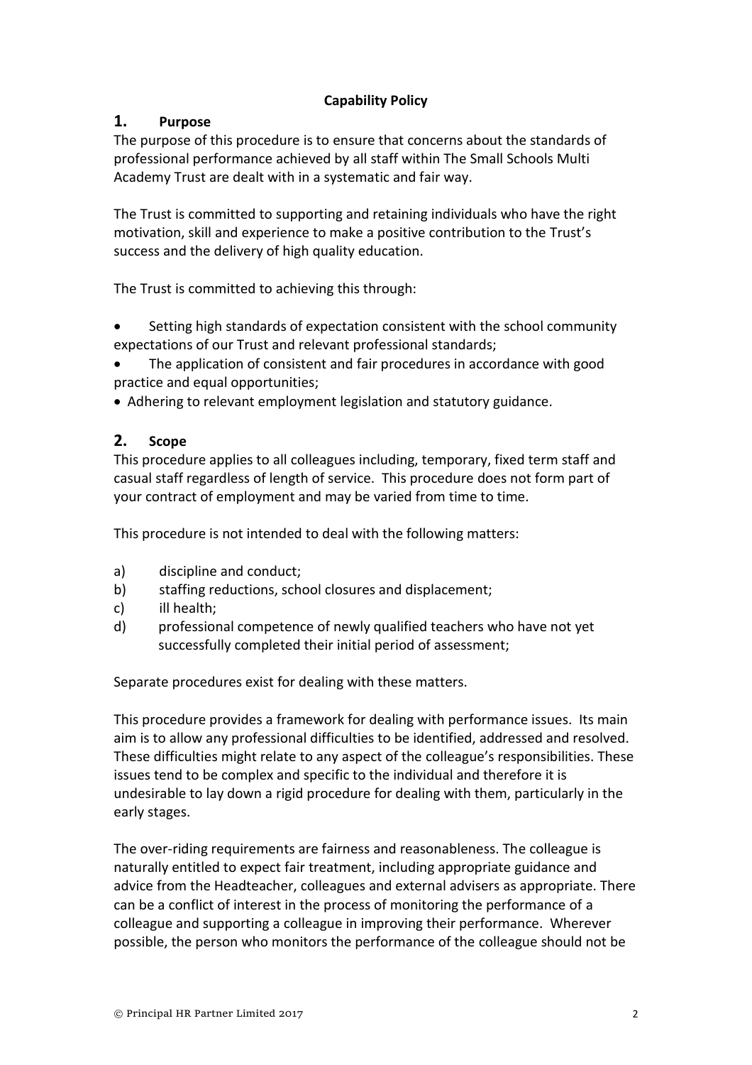**Capability Policy**

## 1. Purpose

The purpose of this procedure is to ensure that concerns about the standards of professional performance achieved by all staff within The Small Schools Multi Academy Trust are dealt with in a systematic and fair way.

The Trust is committed to supporting and retaining individuals who have the right motivation, skill and experience to make a positive contribution to the Trust's success and the delivery of high quality education.

The Trust is committed to achieving this through:

- Setting high standards of expectation consistent with the school community expectations of our Trust and relevant professional standards;
- The application of consistent and fair procedures in accordance with good practice and equal opportunities;
- Adhering to relevant employment legislation and statutory guidance.

## 2. Scope

This procedure applies to all colleagues including, temporary, fixed term staff and casual staff regardless of length of service. This procedure does not form part of your contract of employment and may be varied from time to time.

This procedure is not intended to deal with the following matters:

a) discipline and conduct;
b) staffing reductions, school closures and displacement;
c) ill health;
d) professional competence of newly qualified teachers who have not yet successfully completed their initial period of assessment;

Separate procedures exist for dealing with these matters.

This procedure provides a framework for dealing with performance issues. Its main aim is to allow any professional difficulties to be identified, addressed and resolved. These difficulties might relate to any aspect of the colleague's responsibilities. These issues tend to be complex and specific to the individual and therefore it is undesirable to lay down a rigid procedure for dealing with them, particularly in the early stages.

The over-riding requirements are fairness and reasonableness. The colleague is naturally entitled to expect fair treatment, including appropriate guidance and advice from the Headteacher, colleagues and external advisers as appropriate. There can be a conflict of interest in the process of monitoring the performance of a colleague and supporting a colleague in improving their performance. Wherever possible, the person who monitors the performance of the colleague should not be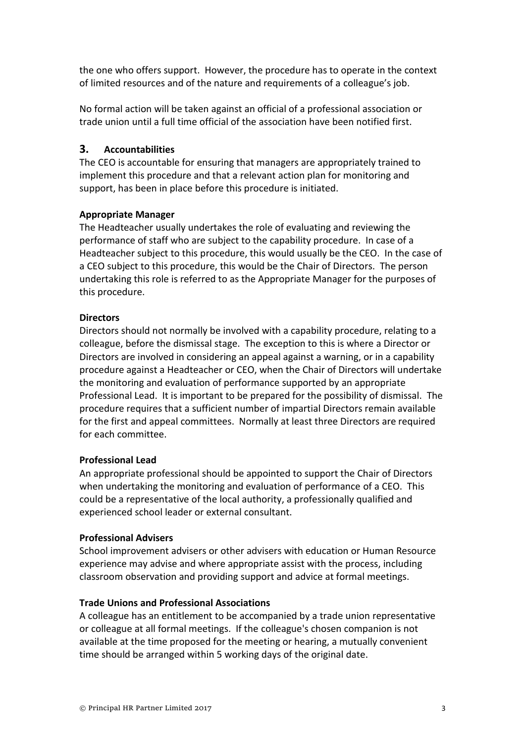the one who offers support. However, the procedure has to operate in the context of limited resources and of the nature and requirements of a colleague's job.

No formal action will be taken against an official of a professional association or trade union until a full time official of the association have been notified first.

## 3. Accountabilities

The CEO is accountable for ensuring that managers are appropriately trained to implement this procedure and that a relevant action plan for monitoring and support, has been in place before this procedure is initiated.

**Appropriate Manager**

The Headteacher usually undertakes the role of evaluating and reviewing the performance of staff who are subject to the capability procedure. In case of a Headteacher subject to this procedure, this would usually be the CEO. In the case of a CEO subject to this procedure, this would be the Chair of Directors. The person undertaking this role is referred to as the Appropriate Manager for the purposes of this procedure.

**Directors**

Directors should not normally be involved with a capability procedure, relating to a colleague, before the dismissal stage. The exception to this is where a Director or Directors are involved in considering an appeal against a warning, or in a capability procedure against a Headteacher or CEO, when the Chair of Directors will undertake the monitoring and evaluation of performance supported by an appropriate Professional Lead. It is important to be prepared for the possibility of dismissal. The procedure requires that a sufficient number of impartial Directors remain available for the first and appeal committees. Normally at least three Directors are required for each committee.

**Professional Lead**

An appropriate professional should be appointed to support the Chair of Directors when undertaking the monitoring and evaluation of performance of a CEO. This could be a representative of the local authority, a professionally qualified and experienced school leader or external consultant.

**Professional Advisers**

School improvement advisers or other advisers with education or Human Resource experience may advise and where appropriate assist with the process, including classroom observation and providing support and advice at formal meetings.

**Trade Unions and Professional Associations**

A colleague has an entitlement to be accompanied by a trade union representative or colleague at all formal meetings. If the colleague's chosen companion is not available at the time proposed for the meeting or hearing, a mutually convenient time should be arranged within 5 working days of the original date.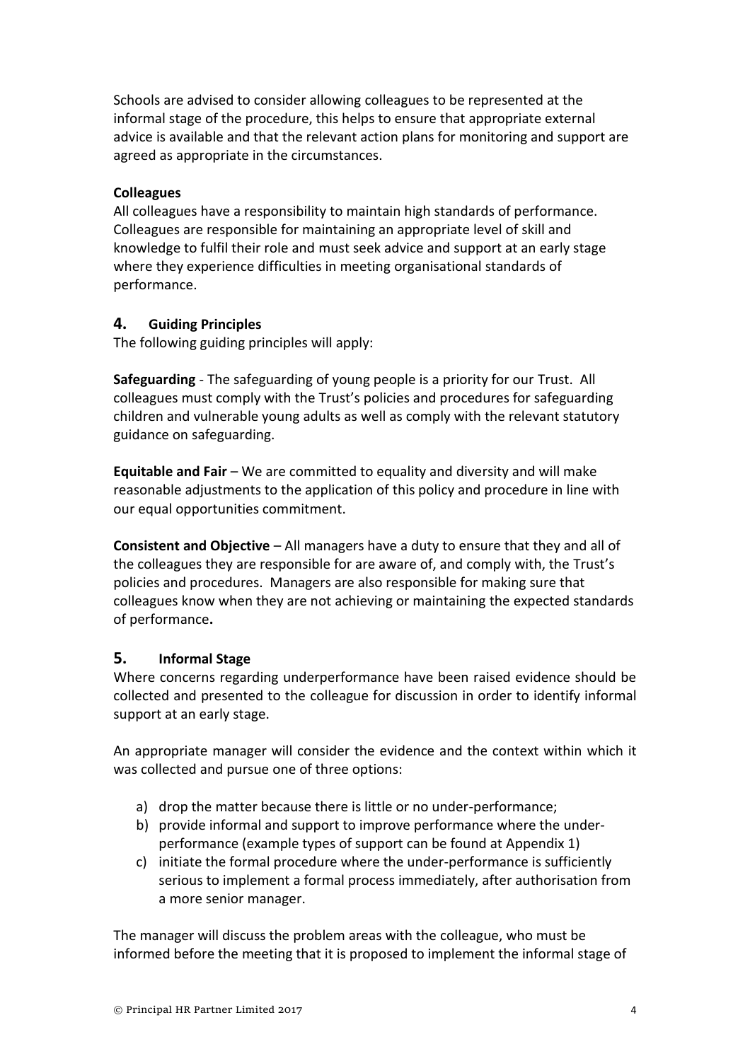Schools are advised to consider allowing colleagues to be represented at the informal stage of the procedure, this helps to ensure that appropriate external advice is available and that the relevant action plans for monitoring and support are agreed as appropriate in the circumstances.

**Colleagues**

All colleagues have a responsibility to maintain high standards of performance. Colleagues are responsible for maintaining an appropriate level of skill and knowledge to fulfil their role and must seek advice and support at an early stage where they experience difficulties in meeting organisational standards of performance.

## 4. Guiding Principles

The following guiding principles will apply:

**Safeguarding** - The safeguarding of young people is a priority for our Trust. All colleagues must comply with the Trust's policies and procedures for safeguarding children and vulnerable young adults as well as comply with the relevant statutory guidance on safeguarding.

**Equitable and Fair** – We are committed to equality and diversity and will make reasonable adjustments to the application of this policy and procedure in line with our equal opportunities commitment.

**Consistent and Objective** – All managers have a duty to ensure that they and all of the colleagues they are responsible for are aware of, and comply with, the Trust's policies and procedures. Managers are also responsible for making sure that colleagues know when they are not achieving or maintaining the expected standards of performance**.**

## 5. Informal Stage

Where concerns regarding underperformance have been raised evidence should be collected and presented to the colleague for discussion in order to identify informal support at an early stage.

An appropriate manager will consider the evidence and the context within which it was collected and pursue one of three options:

a) drop the matter because there is little or no under-performance;
b) provide informal and support to improve performance where the under-performance (example types of support can be found at Appendix 1)
c) initiate the formal procedure where the under-performance is sufficiently serious to implement a formal process immediately, after authorisation from a more senior manager.

The manager will discuss the problem areas with the colleague, who must be informed before the meeting that it is proposed to implement the informal stage of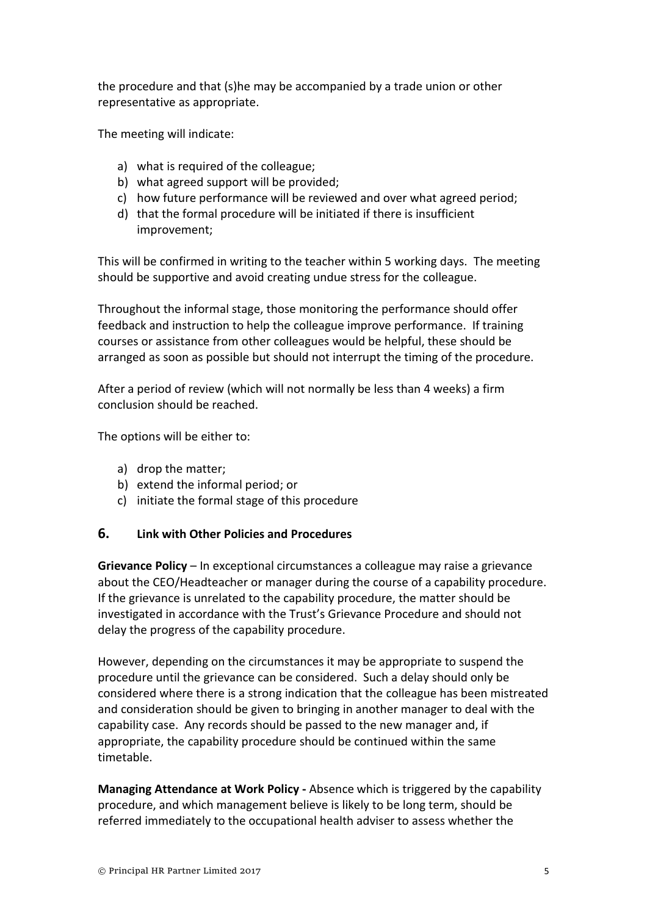the procedure and that (s)he may be accompanied by a trade union or other representative as appropriate.

The meeting will indicate:

a) what is required of the colleague;
b) what agreed support will be provided;
c) how future performance will be reviewed and over what agreed period;
d) that the formal procedure will be initiated if there is insufficient improvement;

This will be confirmed in writing to the teacher within 5 working days. The meeting should be supportive and avoid creating undue stress for the colleague.

Throughout the informal stage, those monitoring the performance should offer feedback and instruction to help the colleague improve performance. If training courses or assistance from other colleagues would be helpful, these should be arranged as soon as possible but should not interrupt the timing of the procedure.

After a period of review (which will not normally be less than 4 weeks) a firm conclusion should be reached.

The options will be either to:

a) drop the matter;
b) extend the informal period; or
c) initiate the formal stage of this procedure

## 6. Link with Other Policies and Procedures

**Grievance Policy** – In exceptional circumstances a colleague may raise a grievance about the CEO/Headteacher or manager during the course of a capability procedure. If the grievance is unrelated to the capability procedure, the matter should be investigated in accordance with the Trust's Grievance Procedure and should not delay the progress of the capability procedure.

However, depending on the circumstances it may be appropriate to suspend the procedure until the grievance can be considered. Such a delay should only be considered where there is a strong indication that the colleague has been mistreated and consideration should be given to bringing in another manager to deal with the capability case. Any records should be passed to the new manager and, if appropriate, the capability procedure should be continued within the same timetable.

**Managing Attendance at Work Policy -** Absence which is triggered by the capability procedure, and which management believe is likely to be long term, should be referred immediately to the occupational health adviser to assess whether the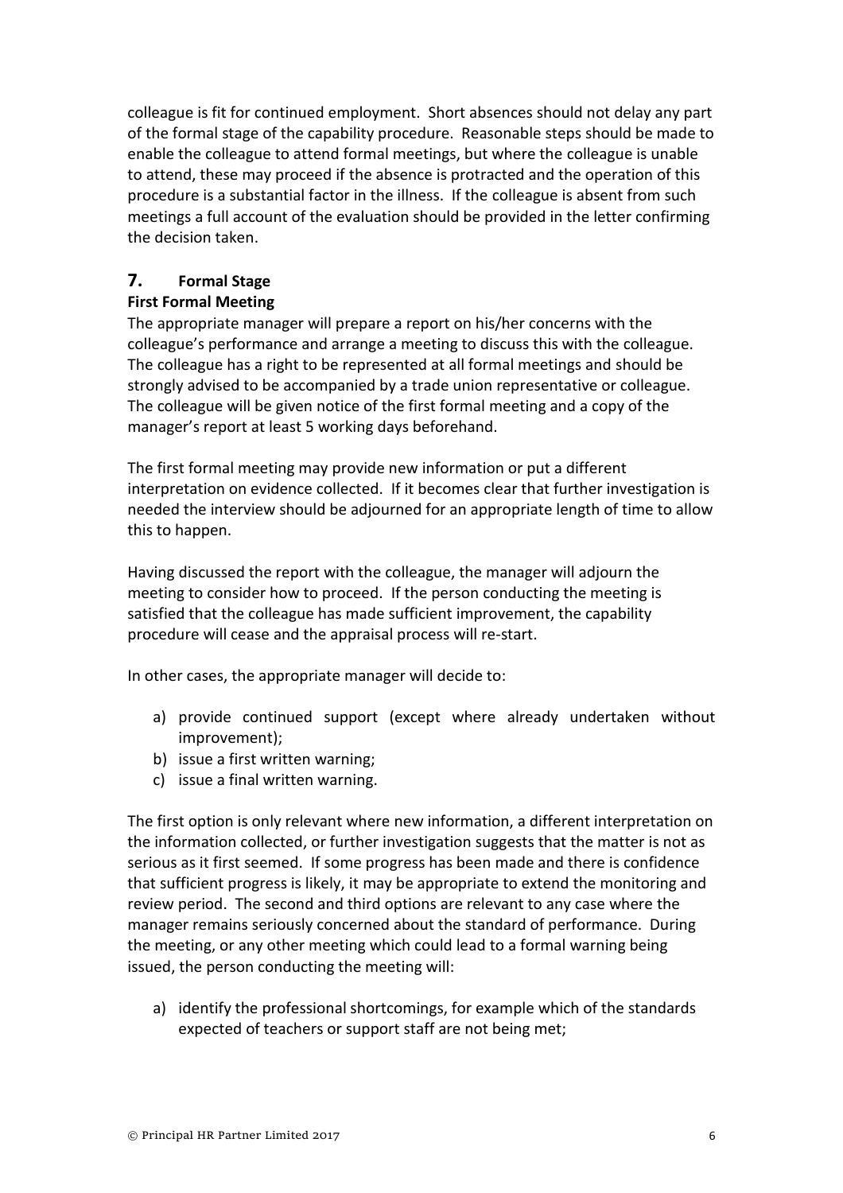colleague is fit for continued employment. Short absences should not delay any part of the formal stage of the capability procedure. Reasonable steps should be made to enable the colleague to attend formal meetings, but where the colleague is unable to attend, these may proceed if the absence is protracted and the operation of this procedure is a substantial factor in the illness. If the colleague is absent from such meetings a full account of the evaluation should be provided in the letter confirming the decision taken.

## 7. Formal Stage

**First Formal Meeting**

The appropriate manager will prepare a report on his/her concerns with the colleague's performance and arrange a meeting to discuss this with the colleague. The colleague has a right to be represented at all formal meetings and should be strongly advised to be accompanied by a trade union representative or colleague. The colleague will be given notice of the first formal meeting and a copy of the manager's report at least 5 working days beforehand.

The first formal meeting may provide new information or put a different interpretation on evidence collected. If it becomes clear that further investigation is needed the interview should be adjourned for an appropriate length of time to allow this to happen.

Having discussed the report with the colleague, the manager will adjourn the meeting to consider how to proceed. If the person conducting the meeting is satisfied that the colleague has made sufficient improvement, the capability procedure will cease and the appraisal process will re-start.

In other cases, the appropriate manager will decide to:

a) provide continued support (except where already undertaken without improvement);
b) issue a first written warning;
c) issue a final written warning.

The first option is only relevant where new information, a different interpretation on the information collected, or further investigation suggests that the matter is not as serious as it first seemed. If some progress has been made and there is confidence that sufficient progress is likely, it may be appropriate to extend the monitoring and review period. The second and third options are relevant to any case where the manager remains seriously concerned about the standard of performance. During the meeting, or any other meeting which could lead to a formal warning being issued, the person conducting the meeting will:

a) identify the professional shortcomings, for example which of the standards expected of teachers or support staff are not being met;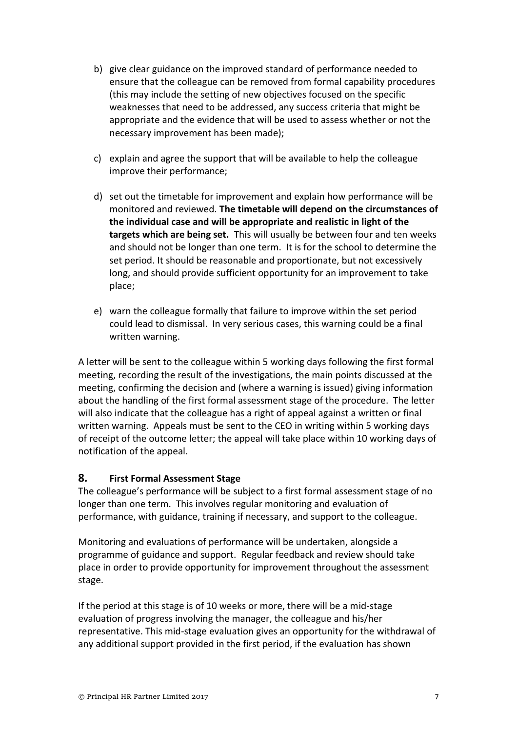b) give clear guidance on the improved standard of performance needed to ensure that the colleague can be removed from formal capability procedures (this may include the setting of new objectives focused on the specific weaknesses that need to be addressed, any success criteria that might be appropriate and the evidence that will be used to assess whether or not the necessary improvement has been made);

c) explain and agree the support that will be available to help the colleague improve their performance;

d) set out the timetable for improvement and explain how performance will be monitored and reviewed. **The timetable will depend on the circumstances of the individual case and will be appropriate and realistic in light of the targets which are being set.** This will usually be between four and ten weeks and should not be longer than one term. It is for the school to determine the set period. It should be reasonable and proportionate, but not excessively long, and should provide sufficient opportunity for an improvement to take place;

e) warn the colleague formally that failure to improve within the set period could lead to dismissal. In very serious cases, this warning could be a final written warning.

A letter will be sent to the colleague within 5 working days following the first formal meeting, recording the result of the investigations, the main points discussed at the meeting, confirming the decision and (where a warning is issued) giving information about the handling of the first formal assessment stage of the procedure. The letter will also indicate that the colleague has a right of appeal against a written or final written warning. Appeals must be sent to the CEO in writing within 5 working days of receipt of the outcome letter; the appeal will take place within 10 working days of notification of the appeal.

## 8. First Formal Assessment Stage

The colleague's performance will be subject to a first formal assessment stage of no longer than one term. This involves regular monitoring and evaluation of performance, with guidance, training if necessary, and support to the colleague.

Monitoring and evaluations of performance will be undertaken, alongside a programme of guidance and support. Regular feedback and review should take place in order to provide opportunity for improvement throughout the assessment stage.

If the period at this stage is of 10 weeks or more, there will be a mid-stage evaluation of progress involving the manager, the colleague and his/her representative. This mid-stage evaluation gives an opportunity for the withdrawal of any additional support provided in the first period, if the evaluation has shown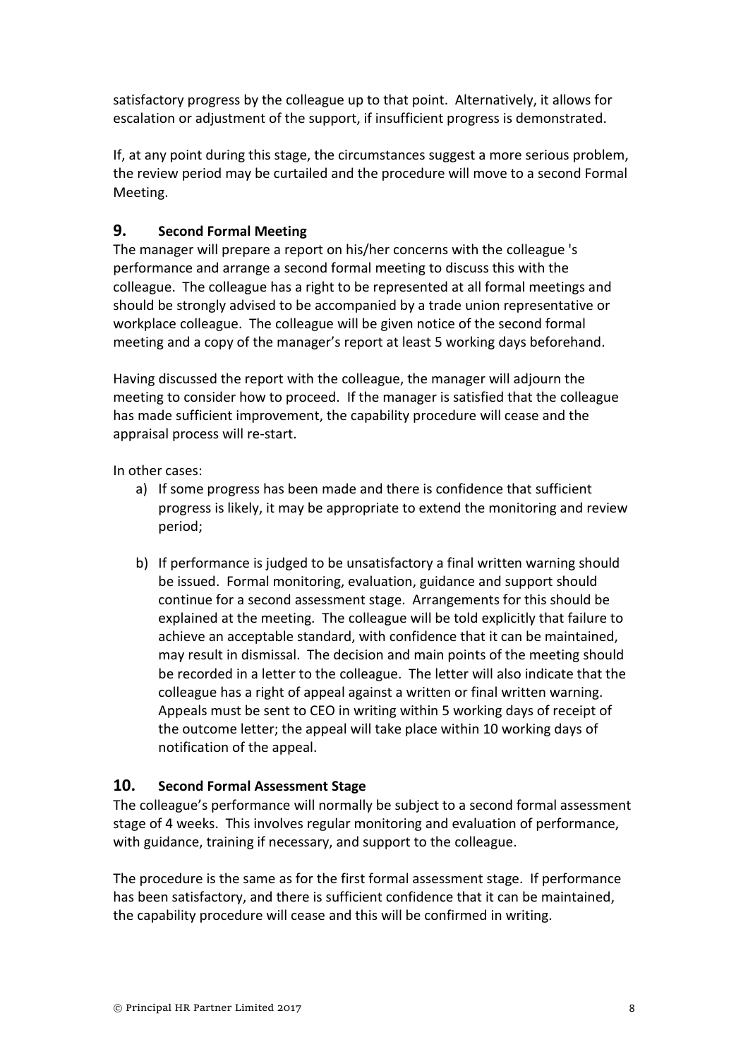satisfactory progress by the colleague up to that point. Alternatively, it allows for escalation or adjustment of the support, if insufficient progress is demonstrated.

If, at any point during this stage, the circumstances suggest a more serious problem, the review period may be curtailed and the procedure will move to a second Formal Meeting.

## 9. Second Formal Meeting

The manager will prepare a report on his/her concerns with the colleague 's performance and arrange a second formal meeting to discuss this with the colleague. The colleague has a right to be represented at all formal meetings and should be strongly advised to be accompanied by a trade union representative or workplace colleague. The colleague will be given notice of the second formal meeting and a copy of the manager's report at least 5 working days beforehand.

Having discussed the report with the colleague, the manager will adjourn the meeting to consider how to proceed. If the manager is satisfied that the colleague has made sufficient improvement, the capability procedure will cease and the appraisal process will re-start.

In other cases:

a) If some progress has been made and there is confidence that sufficient progress is likely, it may be appropriate to extend the monitoring and review period;

b) If performance is judged to be unsatisfactory a final written warning should be issued. Formal monitoring, evaluation, guidance and support should continue for a second assessment stage. Arrangements for this should be explained at the meeting. The colleague will be told explicitly that failure to achieve an acceptable standard, with confidence that it can be maintained, may result in dismissal. The decision and main points of the meeting should be recorded in a letter to the colleague. The letter will also indicate that the colleague has a right of appeal against a written or final written warning. Appeals must be sent to CEO in writing within 5 working days of receipt of the outcome letter; the appeal will take place within 10 working days of notification of the appeal.

## 10. Second Formal Assessment Stage

The colleague's performance will normally be subject to a second formal assessment stage of 4 weeks. This involves regular monitoring and evaluation of performance, with guidance, training if necessary, and support to the colleague.

The procedure is the same as for the first formal assessment stage. If performance has been satisfactory, and there is sufficient confidence that it can be maintained, the capability procedure will cease and this will be confirmed in writing.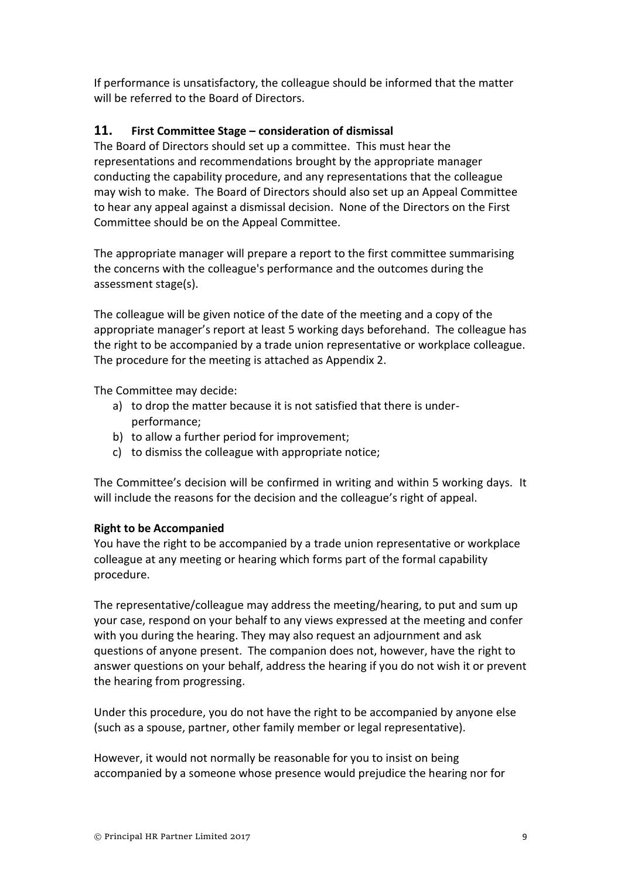If performance is unsatisfactory, the colleague should be informed that the matter will be referred to the Board of Directors.

## 11. First Committee Stage – consideration of dismissal

The Board of Directors should set up a committee. This must hear the representations and recommendations brought by the appropriate manager conducting the capability procedure, and any representations that the colleague may wish to make. The Board of Directors should also set up an Appeal Committee to hear any appeal against a dismissal decision. None of the Directors on the First Committee should be on the Appeal Committee.

The appropriate manager will prepare a report to the first committee summarising the concerns with the colleague's performance and the outcomes during the assessment stage(s).

The colleague will be given notice of the date of the meeting and a copy of the appropriate manager's report at least 5 working days beforehand. The colleague has the right to be accompanied by a trade union representative or workplace colleague. The procedure for the meeting is attached as Appendix 2.

The Committee may decide:

a) to drop the matter because it is not satisfied that there is under-performance;
b) to allow a further period for improvement;
c) to dismiss the colleague with appropriate notice;

The Committee's decision will be confirmed in writing and within 5 working days. It will include the reasons for the decision and the colleague's right of appeal.

**Right to be Accompanied**

You have the right to be accompanied by a trade union representative or workplace colleague at any meeting or hearing which forms part of the formal capability procedure.

The representative/colleague may address the meeting/hearing, to put and sum up your case, respond on your behalf to any views expressed at the meeting and confer with you during the hearing. They may also request an adjournment and ask questions of anyone present. The companion does not, however, have the right to answer questions on your behalf, address the hearing if you do not wish it or prevent the hearing from progressing.

Under this procedure, you do not have the right to be accompanied by anyone else (such as a spouse, partner, other family member or legal representative).

However, it would not normally be reasonable for you to insist on being accompanied by a someone whose presence would prejudice the hearing nor for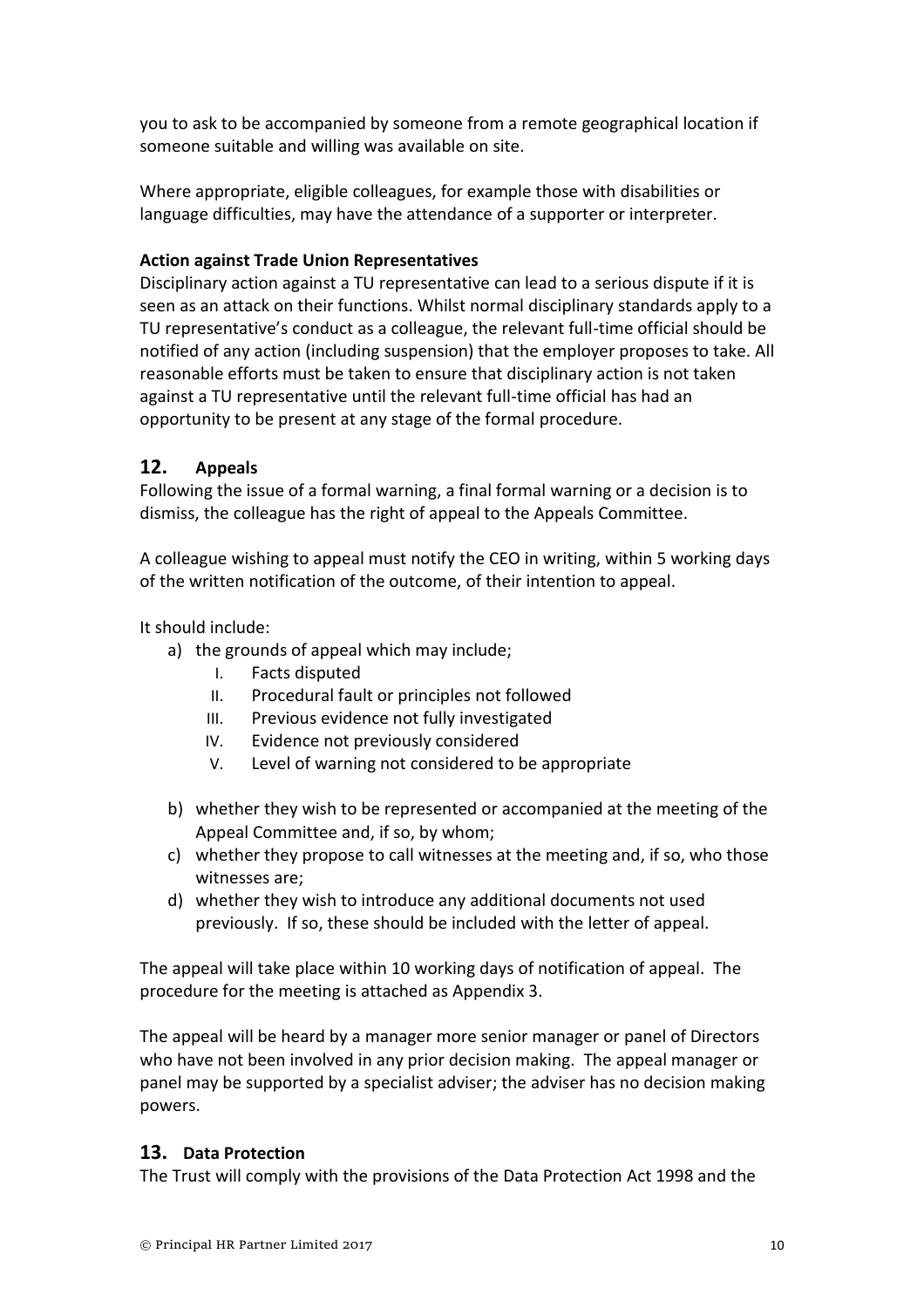you to ask to be accompanied by someone from a remote geographical location if someone suitable and willing was available on site.

Where appropriate, eligible colleagues, for example those with disabilities or language difficulties, may have the attendance of a supporter or interpreter.

**Action against Trade Union Representatives**

Disciplinary action against a TU representative can lead to a serious dispute if it is seen as an attack on their functions. Whilst normal disciplinary standards apply to a TU representative's conduct as a colleague, the relevant full-time official should be notified of any action (including suspension) that the employer proposes to take. All reasonable efforts must be taken to ensure that disciplinary action is not taken against a TU representative until the relevant full-time official has had an opportunity to be present at any stage of the formal procedure.

## 12. Appeals

Following the issue of a formal warning, a final formal warning or a decision is to dismiss, the colleague has the right of appeal to the Appeals Committee.

A colleague wishing to appeal must notify the CEO in writing, within 5 working days of the written notification of the outcome, of their intention to appeal.

It should include:

a) the grounds of appeal which may include;
   I. Facts disputed
   II. Procedural fault or principles not followed
   III. Previous evidence not fully investigated
   IV. Evidence not previously considered
   V. Level of warning not considered to be appropriate

b) whether they wish to be represented or accompanied at the meeting of the Appeal Committee and, if so, by whom;

c) whether they propose to call witnesses at the meeting and, if so, who those witnesses are;

d) whether they wish to introduce any additional documents not used previously. If so, these should be included with the letter of appeal.

The appeal will take place within 10 working days of notification of appeal. The procedure for the meeting is attached as Appendix 3.

The appeal will be heard by a manager more senior manager or panel of Directors who have not been involved in any prior decision making. The appeal manager or panel may be supported by a specialist adviser; the adviser has no decision making powers.

## 13. Data Protection

The Trust will comply with the provisions of the Data Protection Act 1998 and the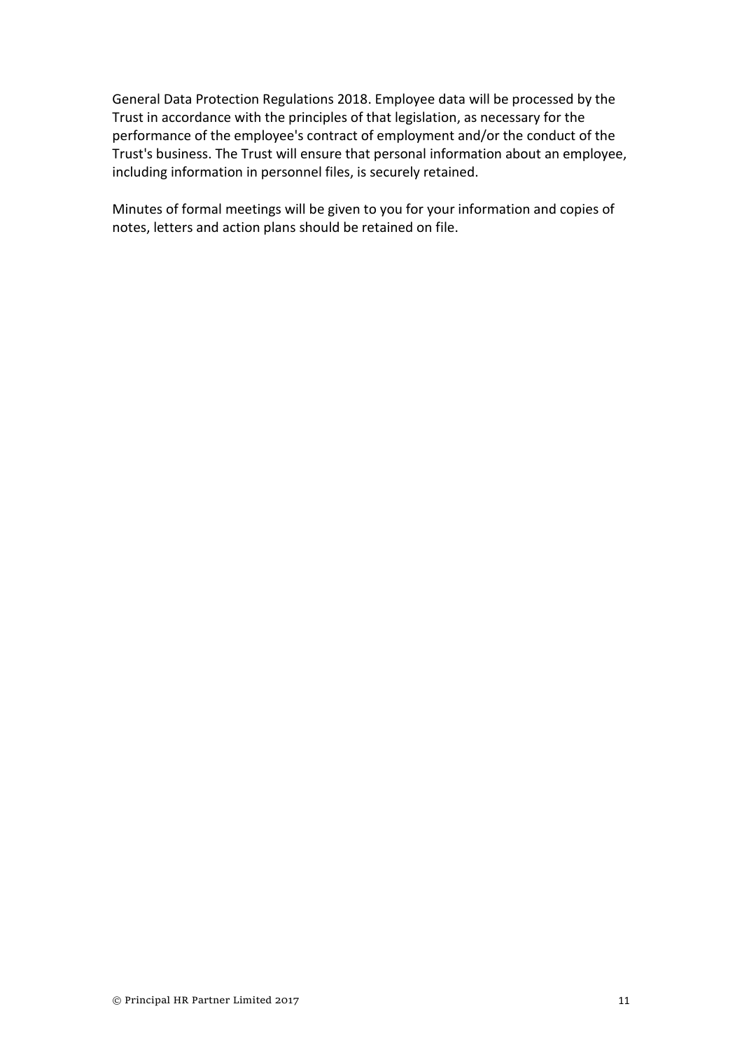General Data Protection Regulations 2018. Employee data will be processed by the Trust in accordance with the principles of that legislation, as necessary for the performance of the employee's contract of employment and/or the conduct of the Trust's business. The Trust will ensure that personal information about an employee, including information in personnel files, is securely retained.

Minutes of formal meetings will be given to you for your information and copies of notes, letters and action plans should be retained on file.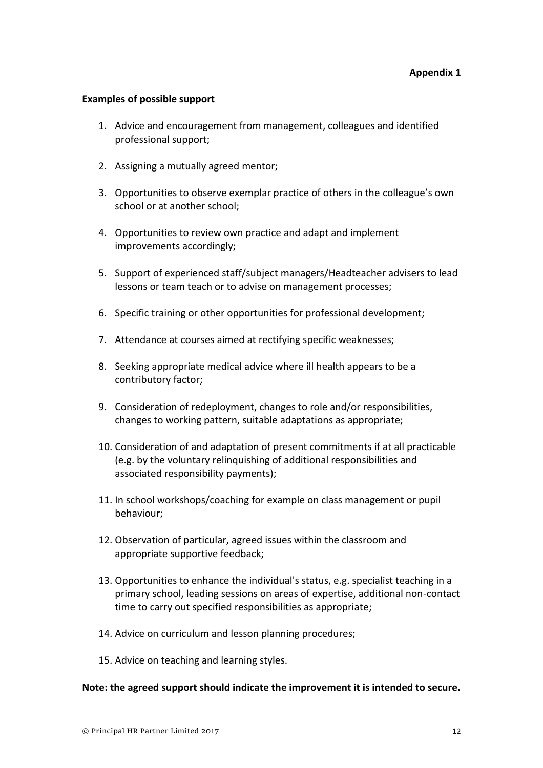**Appendix 1**

**Examples of possible support**

1. Advice and encouragement from management, colleagues and identified professional support;

2. Assigning a mutually agreed mentor;

3. Opportunities to observe exemplar practice of others in the colleague's own school or at another school;

4. Opportunities to review own practice and adapt and implement improvements accordingly;

5. Support of experienced staff/subject managers/Headteacher advisers to lead lessons or team teach or to advise on management processes;

6. Specific training or other opportunities for professional development;

7. Attendance at courses aimed at rectifying specific weaknesses;

8. Seeking appropriate medical advice where ill health appears to be a contributory factor;

9. Consideration of redeployment, changes to role and/or responsibilities, changes to working pattern, suitable adaptations as appropriate;

10. Consideration of and adaptation of present commitments if at all practicable (e.g. by the voluntary relinquishing of additional responsibilities and associated responsibility payments);

11. In school workshops/coaching for example on class management or pupil behaviour;

12. Observation of particular, agreed issues within the classroom and appropriate supportive feedback;

13. Opportunities to enhance the individual's status, e.g. specialist teaching in a primary school, leading sessions on areas of expertise, additional non-contact time to carry out specified responsibilities as appropriate;

14. Advice on curriculum and lesson planning procedures;

15. Advice on teaching and learning styles.

**Note: the agreed support should indicate the improvement it is intended to secure.**

© Principal HR Partner Limited 2017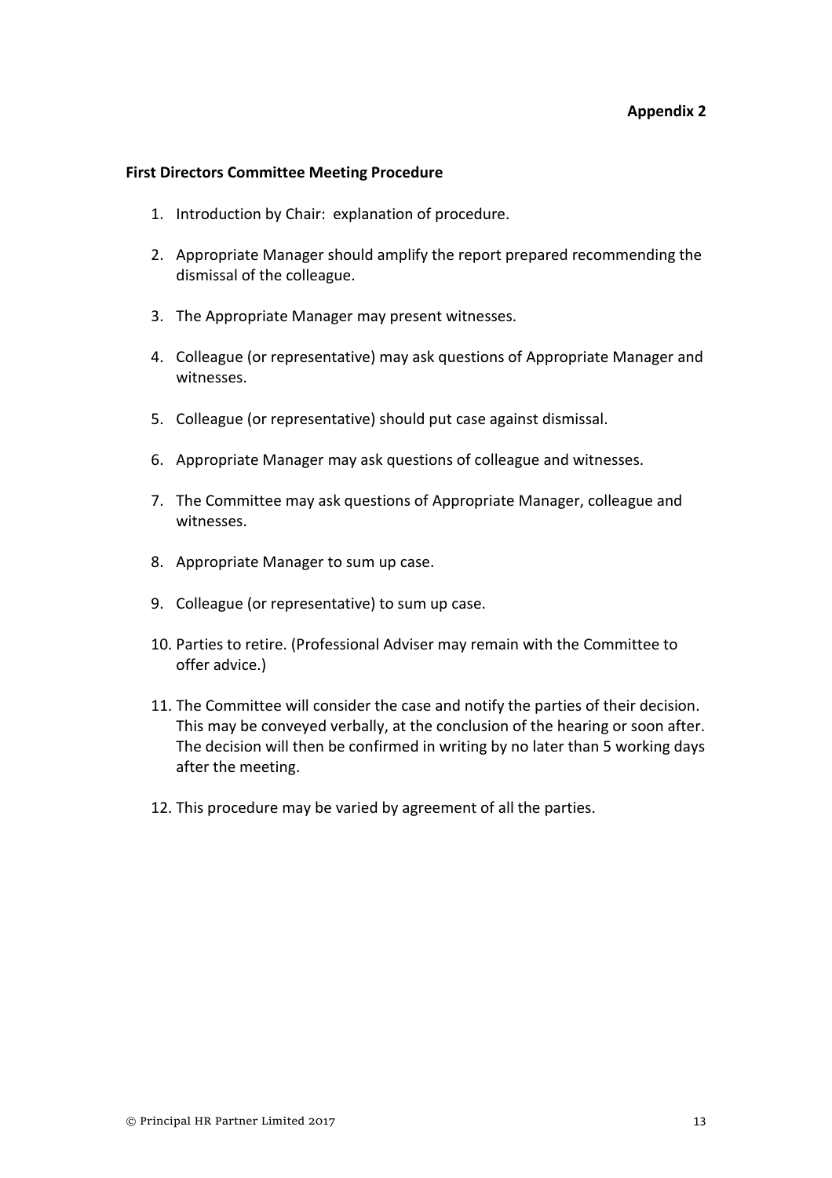**Appendix 2**

**First Directors Committee Meeting Procedure**

1. Introduction by Chair: explanation of procedure.
2. Appropriate Manager should amplify the report prepared recommending the dismissal of the colleague.
3. The Appropriate Manager may present witnesses.
4. Colleague (or representative) may ask questions of Appropriate Manager and witnesses.
5. Colleague (or representative) should put case against dismissal.
6. Appropriate Manager may ask questions of colleague and witnesses.
7. The Committee may ask questions of Appropriate Manager, colleague and witnesses.
8. Appropriate Manager to sum up case.
9. Colleague (or representative) to sum up case.
10. Parties to retire. (Professional Adviser may remain with the Committee to offer advice.)
11. The Committee will consider the case and notify the parties of their decision. This may be conveyed verbally, at the conclusion of the hearing or soon after. The decision will then be confirmed in writing by no later than 5 working days after the meeting.
12. This procedure may be varied by agreement of all the parties.

© Principal HR Partner Limited 2017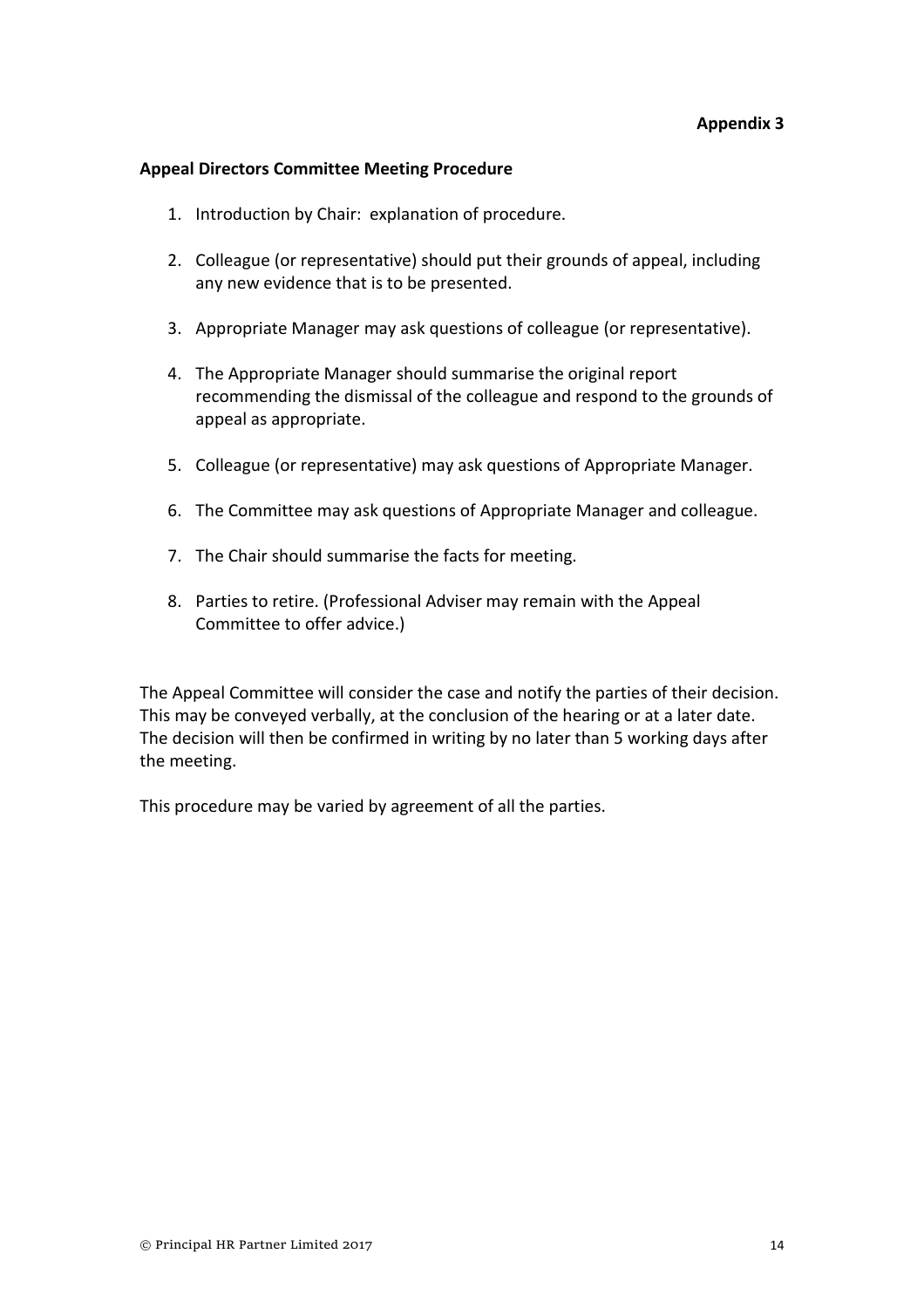**Appendix 3**

**Appeal Directors Committee Meeting Procedure**

1. Introduction by Chair: explanation of procedure.
2. Colleague (or representative) should put their grounds of appeal, including any new evidence that is to be presented.
3. Appropriate Manager may ask questions of colleague (or representative).
4. The Appropriate Manager should summarise the original report recommending the dismissal of the colleague and respond to the grounds of appeal as appropriate.
5. Colleague (or representative) may ask questions of Appropriate Manager.
6. The Committee may ask questions of Appropriate Manager and colleague.
7. The Chair should summarise the facts for meeting.
8. Parties to retire. (Professional Adviser may remain with the Appeal Committee to offer advice.)

The Appeal Committee will consider the case and notify the parties of their decision. This may be conveyed verbally, at the conclusion of the hearing or at a later date. The decision will then be confirmed in writing by no later than 5 working days after the meeting.

This procedure may be varied by agreement of all the parties.